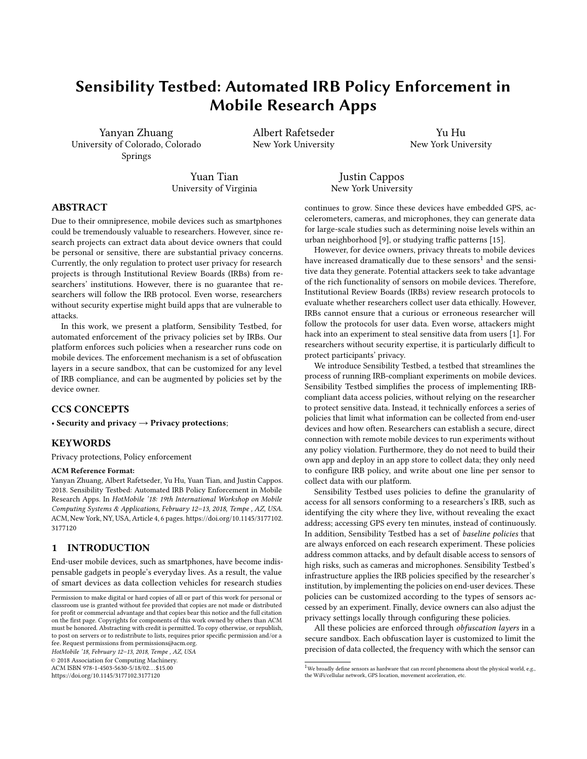# Sensibility Testbed: Automated IRB Policy Enforcement in Mobile Research Apps

Yanyan Zhuang
University of Colorado, Colorado Springs

Albert Rafetseder
New York University

Yu Hu
New York University

Yuan Tian
University of Virginia

Justin Cappos
New York University

## ABSTRACT

Due to their omnipresence, mobile devices such as smartphones could be tremendously valuable to researchers. However, since research projects can extract data about device owners that could be personal or sensitive, there are substantial privacy concerns. Currently, the only regulation to protect user privacy for research projects is through Institutional Review Boards (IRBs) from researchers' institutions. However, there is no guarantee that researchers will follow the IRB protocol. Even worse, researchers without security expertise might build apps that are vulnerable to attacks.

In this work, we present a platform, Sensibility Testbed, for automated enforcement of the privacy policies set by IRBs. Our platform enforces such policies when a researcher runs code on mobile devices. The enforcement mechanism is a set of obfuscation layers in a secure sandbox, that can be customized for any level of IRB compliance, and can be augmented by policies set by the device owner.

## CCS CONCEPTS

• **Security and privacy → Privacy protections**;

## KEYWORDS

Privacy protections, Policy enforcement

**ACM Reference Format:**
Yanyan Zhuang, Albert Rafetseder, Yu Hu, Yuan Tian, and Justin Cappos. 2018. Sensibility Testbed: Automated IRB Policy Enforcement in Mobile Research Apps. In *HotMobile '18: 19th International Workshop on Mobile Computing Systems & Applications, February 12–13, 2018, Tempe , AZ, USA.* ACM, New York, NY, USA, Article 4, 6 pages. https://doi.org/10.1145/3177102.3177120

## 1 INTRODUCTION

End-user mobile devices, such as smartphones, have become indispensable gadgets in people's everyday lives. As a result, the value of smart devices as data collection vehicles for research studies continues to grow. Since these devices have embedded GPS, accelerometers, cameras, and microphones, they can generate data for large-scale studies such as determining noise levels within an urban neighborhood [9], or studying traffic patterns [15].

However, for device owners, privacy threats to mobile devices have increased dramatically due to these sensors[1] and the sensitive data they generate. Potential attackers seek to take advantage of the rich functionality of sensors on mobile devices. Therefore, Institutional Review Boards (IRBs) review research protocols to evaluate whether researchers collect user data ethically. However, IRBs cannot ensure that a curious or erroneous researcher will follow the protocols for user data. Even worse, attackers might hack into an experiment to steal sensitive data from users [1]. For researchers without security expertise, it is particularly difficult to protect participants' privacy.

We introduce Sensibility Testbed, a testbed that streamlines the process of running IRB-compliant experiments on mobile devices. Sensibility Testbed simplifies the process of implementing IRB-compliant data access policies, without relying on the researcher to protect sensitive data. Instead, it technically enforces a series of policies that limit what information can be collected from end-user devices and how often. Researchers can establish a secure, direct connection with remote mobile devices to run experiments without any policy violation. Furthermore, they do not need to build their own app and deploy in an app store to collect data; they only need to configure IRB policy, and write about one line per sensor to collect data with our platform.

Sensibility Testbed uses policies to define the granularity of access for all sensors conforming to a researchers's IRB, such as identifying the city where they live, without revealing the exact address; accessing GPS every ten minutes, instead of continuously. In addition, Sensibility Testbed has a set of *baseline policies* that are always enforced on each research experiment. These policies address common attacks, and by default disable access to sensors of high risks, such as cameras and microphones. Sensibility Testbed's infrastructure applies the IRB policies specified by the researcher's institution, by implementing the policies on end-user devices. These policies can be customized according to the types of sensors accessed by an experiment. Finally, device owners can also adjust the privacy settings locally through configuring these policies.

All these policies are enforced through *obfuscation layers* in a secure sandbox. Each obfuscation layer is customized to limit the precision of data collected, the frequency with which the sensor can

[1] We broadly define sensors as hardware that can record phenomena about the physical world, e.g., the WiFi/cellular network, GPS location, movement acceleration, etc.

Permission to make digital or hard copies of all or part of this work for personal or classroom use is granted without fee provided that copies are not made or distributed for profit or commercial advantage and that copies bear this notice and the full citation on the first page. Copyrights for components of this work owned by others than ACM must be honored. Abstracting with credit is permitted. To copy otherwise, or republish, to post on servers or to redistribute to lists, requires prior specific permission and/or a fee. Request permissions from permissions@acm.org.
*HotMobile '18, February 12–13, 2018, Tempe , AZ, USA*
© 2018 Association for Computing Machinery.
ACM ISBN 978-1-4503-5630-5/18/02...$15.00
https://doi.org/10.1145/3177102.3177120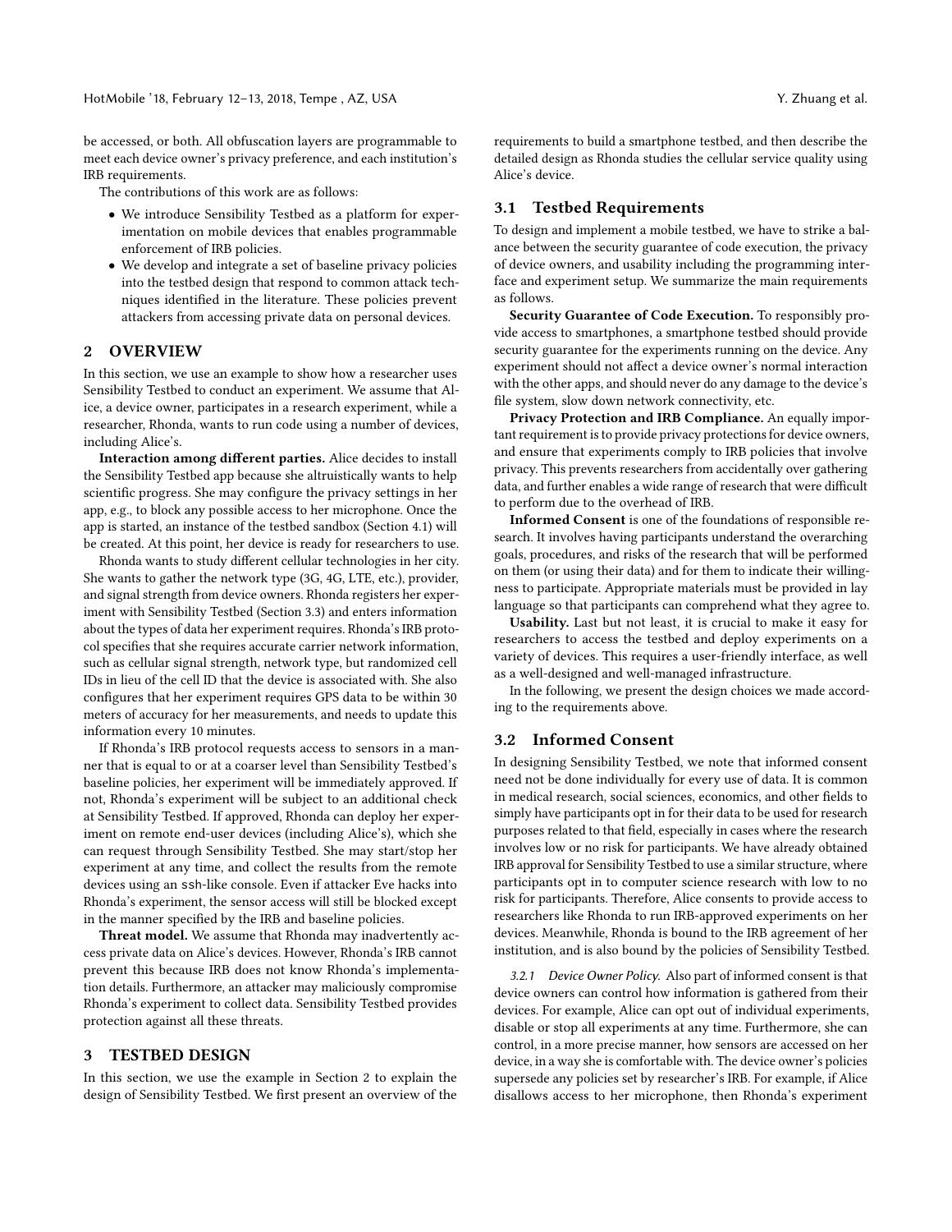be accessed, or both. All obfuscation layers are programmable to meet each device owner's privacy preference, and each institution's IRB requirements.

The contributions of this work are as follows:

- We introduce Sensibility Testbed as a platform for experimentation on mobile devices that enables programmable enforcement of IRB policies.
- We develop and integrate a set of baseline privacy policies into the testbed design that respond to common attack techniques identified in the literature. These policies prevent attackers from accessing private data on personal devices.

## 2 OVERVIEW

In this section, we use an example to show how a researcher uses Sensibility Testbed to conduct an experiment. We assume that Alice, a device owner, participates in a research experiment, while a researcher, Rhonda, wants to run code using a number of devices, including Alice's.

**Interaction among different parties.** Alice decides to install the Sensibility Testbed app because she altruistically wants to help scientific progress. She may configure the privacy settings in her app, e.g., to block any possible access to her microphone. Once the app is started, an instance of the testbed sandbox (Section 4.1) will be created. At this point, her device is ready for researchers to use.

Rhonda wants to study different cellular technologies in her city. She wants to gather the network type (3G, 4G, LTE, etc.), provider, and signal strength from device owners. Rhonda registers her experiment with Sensibility Testbed (Section 3.3) and enters information about the types of data her experiment requires. Rhonda's IRB protocol specifies that she requires accurate carrier network information, such as cellular signal strength, network type, but randomized cell IDs in lieu of the cell ID that the device is associated with. She also configures that her experiment requires GPS data to be within 30 meters of accuracy for her measurements, and needs to update this information every 10 minutes.

If Rhonda's IRB protocol requests access to sensors in a manner that is equal to or at a coarser level than Sensibility Testbed's baseline policies, her experiment will be immediately approved. If not, Rhonda's experiment will be subject to an additional check at Sensibility Testbed. If approved, Rhonda can deploy her experiment on remote end-user devices (including Alice's), which she can request through Sensibility Testbed. She may start/stop her experiment at any time, and collect the results from the remote devices using an ssh-like console. Even if attacker Eve hacks into Rhonda's experiment, the sensor access will still be blocked except in the manner specified by the IRB and baseline policies.

**Threat model.** We assume that Rhonda may inadvertently access private data on Alice's devices. However, Rhonda's IRB cannot prevent this because IRB does not know Rhonda's implementation details. Furthermore, an attacker may maliciously compromise Rhonda's experiment to collect data. Sensibility Testbed provides protection against all these threats.

## 3 TESTBED DESIGN

In this section, we use the example in Section 2 to explain the design of Sensibility Testbed. We first present an overview of the requirements to build a smartphone testbed, and then describe the detailed design as Rhonda studies the cellular service quality using Alice's device.

### 3.1 Testbed Requirements

To design and implement a mobile testbed, we have to strike a balance between the security guarantee of code execution, the privacy of device owners, and usability including the programming interface and experiment setup. We summarize the main requirements as follows.

**Security Guarantee of Code Execution.** To responsibly provide access to smartphones, a smartphone testbed should provide security guarantee for the experiments running on the device. Any experiment should not affect a device owner's normal interaction with the other apps, and should never do any damage to the device's file system, slow down network connectivity, etc.

**Privacy Protection and IRB Compliance.** An equally important requirement is to provide privacy protections for device owners, and ensure that experiments comply to IRB policies that involve privacy. This prevents researchers from accidentally over gathering data, and further enables a wide range of research that were difficult to perform due to the overhead of IRB.

**Informed Consent** is one of the foundations of responsible research. It involves having participants understand the overarching goals, procedures, and risks of the research that will be performed on them (or using their data) and for them to indicate their willingness to participate. Appropriate materials must be provided in lay language so that participants can comprehend what they agree to.

**Usability.** Last but not least, it is crucial to make it easy for researchers to access the testbed and deploy experiments on a variety of devices. This requires a user-friendly interface, as well as a well-designed and well-managed infrastructure.

In the following, we present the design choices we made according to the requirements above.

### 3.2 Informed Consent

In designing Sensibility Testbed, we note that informed consent need not be done individually for every use of data. It is common in medical research, social sciences, economics, and other fields to simply have participants opt in for their data to be used for research purposes related to that field, especially in cases where the research involves low or no risk for participants. We have already obtained IRB approval for Sensibility Testbed to use a similar structure, where participants opt in to computer science research with low to no risk for participants. Therefore, Alice consents to provide access to researchers like Rhonda to run IRB-approved experiments on her devices. Meanwhile, Rhonda is bound to the IRB agreement of her institution, and is also bound by the policies of Sensibility Testbed.

#### 3.2.1 *Device Owner Policy.*

Also part of informed consent is that device owners can control how information is gathered from their devices. For example, Alice can opt out of individual experiments, disable or stop all experiments at any time. Furthermore, she can control, in a more precise manner, how sensors are accessed on her device, in a way she is comfortable with. The device owner's policies supersede any policies set by researcher's IRB. For example, if Alice disallows access to her microphone, then Rhonda's experiment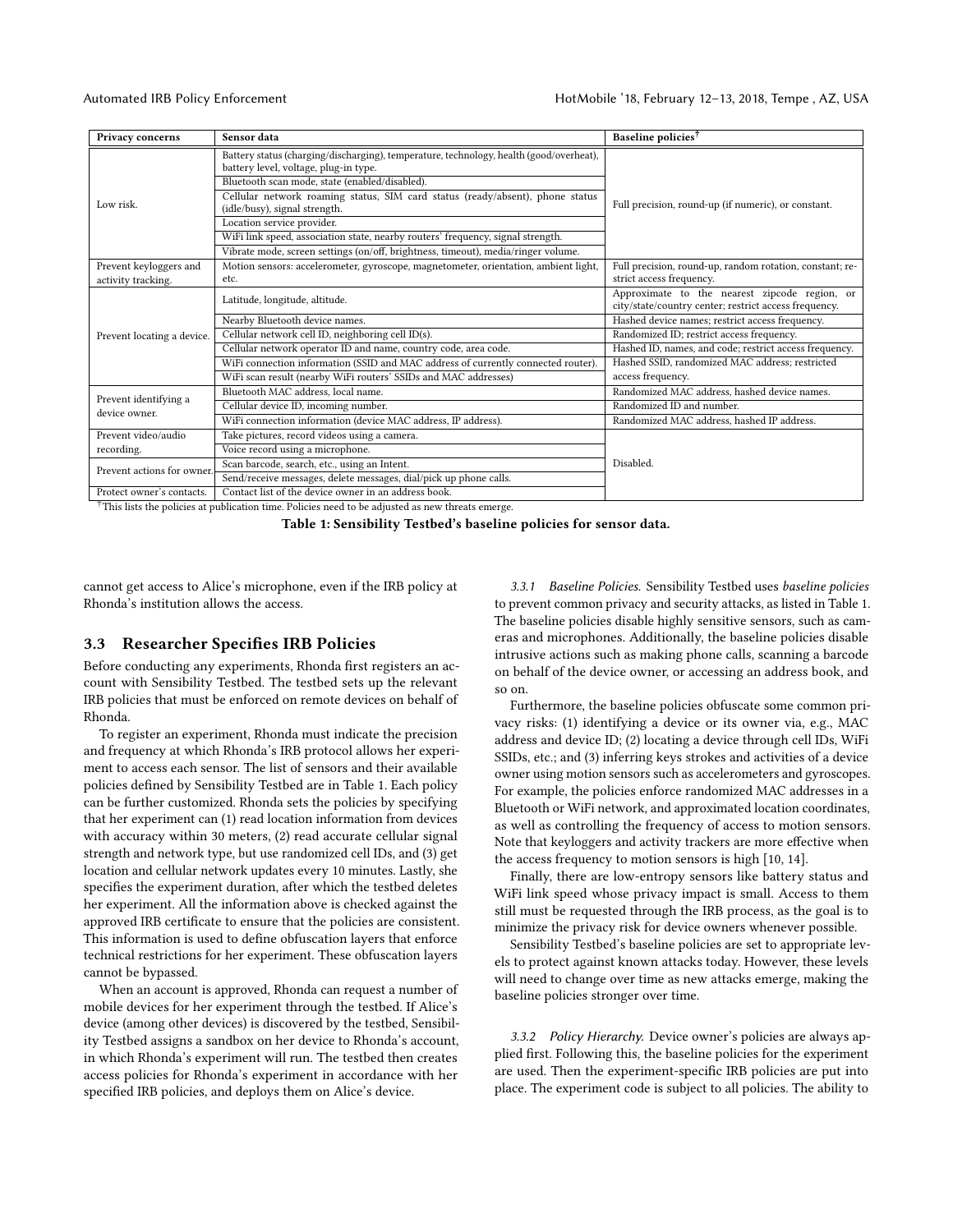| Privacy concerns | Sensor data | Baseline policies† |
|---|---|---|
| Low risk. | Battery status (charging/discharging), temperature, technology, health (good/overheat), battery level, voltage, plug-in type. | Full precision, round-up (if numeric), or constant. |
| | Bluetooth scan mode, state (enabled/disabled). | |
| | Cellular network roaming status, SIM card status (ready/absent), phone status (idle/busy), signal strength. | |
| | Location service provider. | |
| | WiFi link speed, association state, nearby routers' frequency, signal strength. | |
| | Vibrate mode, screen settings (on/off, brightness, timeout), media/ringer volume. | |
| Prevent keyloggers and activity tracking. | Motion sensors: accelerometer, gyroscope, magnetometer, orientation, ambient light, etc. | Full precision, round-up, random rotation, constant; restrict access frequency. |
| Prevent locating a device. | Latitude, longitude, altitude. | Approximate to the nearest zipcode region, or city/state/country center; restrict access frequency. |
| | Nearby Bluetooth device names. | Hashed device names; restrict access frequency. |
| | Cellular network cell ID, neighboring cell ID(s). | Randomized ID; restrict access frequency. |
| | Cellular network operator ID and name, country code, area code. | Hashed ID, names, and code; restrict access frequency. |
| | WiFi connection information (SSID and MAC address of currently connected router). | Hashed SSID, randomized MAC address; restricted access frequency. |
| | WiFi scan result (nearby WiFi routers' SSIDs and MAC addresses) | |
| Prevent identifying a device owner. | Bluetooth MAC address, local name. | Randomized MAC address, hashed device names. |
| | Cellular device ID, incoming number. | Randomized ID and number. |
| | WiFi connection information (device MAC address, IP address). | Randomized MAC address, hashed IP address. |
| Prevent video/audio recording. | Take pictures, record videos using a camera. | Disabled. |
| | Voice record using a microphone. | |
| Prevent actions for owner. | Scan barcode, search, etc., using an Intent. | |
| | Send/receive messages, delete messages, dial/pick up phone calls. | |
| Protect owner's contacts. | Contact list of the device owner in an address book. | |

†This lists the policies at publication time. Policies need to be adjusted as new threats emerge.

**Table 1: Sensibility Testbed's baseline policies for sensor data.**

cannot get access to Alice's microphone, even if the IRB policy at Rhonda's institution allows the access.

## 3.3 Researcher Specifies IRB Policies

Before conducting any experiments, Rhonda first registers an account with Sensibility Testbed. The testbed sets up the relevant IRB policies that must be enforced on remote devices on behalf of Rhonda.

To register an experiment, Rhonda must indicate the precision and frequency at which Rhonda's IRB protocol allows her experiment to access each sensor. The list of sensors and their available policies defined by Sensibility Testbed are in Table 1. Each policy can be further customized. Rhonda sets the policies by specifying that her experiment can (1) read location information from devices with accuracy within 30 meters, (2) read accurate cellular signal strength and network type, but use randomized cell IDs, and (3) get location and cellular network updates every 10 minutes. Lastly, she specifies the experiment duration, after which the testbed deletes her experiment. All the information above is checked against the approved IRB certificate to ensure that the policies are consistent. This information is used to define obfuscation layers that enforce technical restrictions for her experiment. These obfuscation layers cannot be bypassed.

When an account is approved, Rhonda can request a number of mobile devices for her experiment through the testbed. If Alice's device (among other devices) is discovered by the testbed, Sensibility Testbed assigns a sandbox on her device to Rhonda's account, in which Rhonda's experiment will run. The testbed then creates access policies for Rhonda's experiment in accordance with her specified IRB policies, and deploys them on Alice's device.

### 3.3.1 *Baseline Policies.*

Sensibility Testbed uses *baseline policies* to prevent common privacy and security attacks, as listed in Table 1. The baseline policies disable highly sensitive sensors, such as cameras and microphones. Additionally, the baseline policies disable intrusive actions such as making phone calls, scanning a barcode on behalf of the device owner, or accessing an address book, and so on.

Furthermore, the baseline policies obfuscate some common privacy risks: (1) identifying a device or its owner via, e.g., MAC address and device ID; (2) locating a device through cell IDs, WiFi SSIDs, etc.; and (3) inferring keys strokes and activities of a device owner using motion sensors such as accelerometers and gyroscopes. For example, the policies enforce randomized MAC addresses in a Bluetooth or WiFi network, and approximated location coordinates, as well as controlling the frequency of access to motion sensors. Note that keyloggers and activity trackers are more effective when the access frequency to motion sensors is high [10, 14].

Finally, there are low-entropy sensors like battery status and WiFi link speed whose privacy impact is small. Access to them still must be requested through the IRB process, as the goal is to minimize the privacy risk for device owners whenever possible.

Sensibility Testbed's baseline policies are set to appropriate levels to protect against known attacks today. However, these levels will need to change over time as new attacks emerge, making the baseline policies stronger over time.

### 3.3.2 *Policy Hierarchy.*

Device owner's policies are always applied first. Following this, the baseline policies for the experiment are used. Then the experiment-specific IRB policies are put into place. The experiment code is subject to all policies. The ability to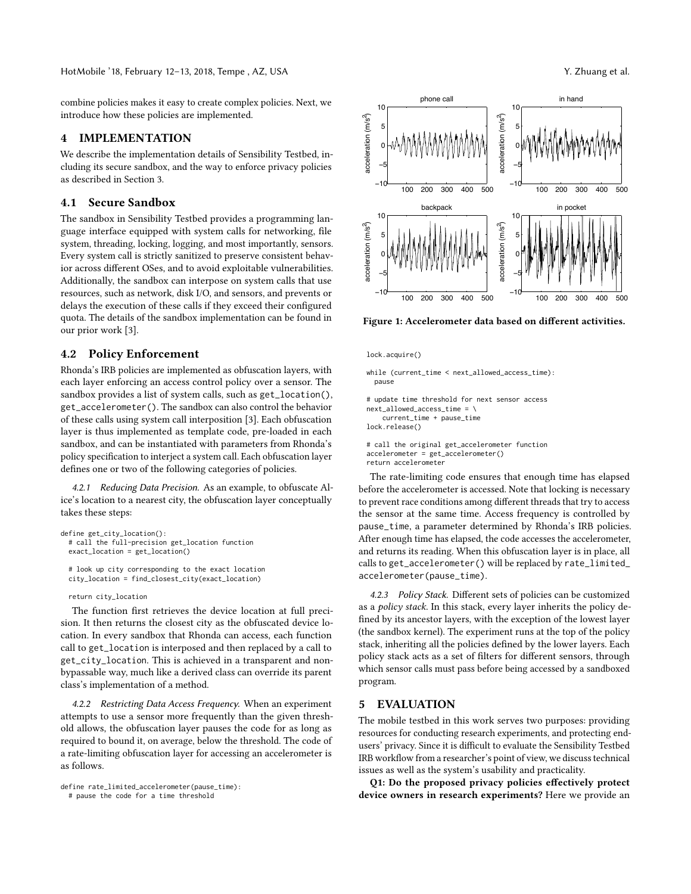combine policies makes it easy to create complex policies. Next, we introduce how these policies are implemented.

# 4 IMPLEMENTATION

We describe the implementation details of Sensibility Testbed, including its secure sandbox, and the way to enforce privacy policies as described in Section 3.

## 4.1 Secure Sandbox

The sandbox in Sensibility Testbed provides a programming language interface equipped with system calls for networking, file system, threading, locking, logging, and most importantly, sensors. Every system call is strictly sanitized to preserve consistent behavior across different OSes, and to avoid exploitable vulnerabilities. Additionally, the sandbox can interpose on system calls that use resources, such as network, disk I/O, and sensors, and prevents or delays the execution of these calls if they exceed their configured quota. The details of the sandbox implementation can be found in our prior work [3].

## 4.2 Policy Enforcement

Rhonda's IRB policies are implemented as obfuscation layers, with each layer enforcing an access control policy over a sensor. The sandbox provides a list of system calls, such as `get_location()`, `get_accelerometer()`. The sandbox can also control the behavior of these calls using system call interposition [3]. Each obfuscation layer is thus implemented as template code, pre-loaded in each sandbox, and can be instantiated with parameters from Rhonda's policy specification to interject a system call. Each obfuscation layer defines one or two of the following categories of policies.

*4.2.1 Reducing Data Precision.* As an example, to obfuscate Alice's location to a nearest city, the obfuscation layer conceptually takes these steps:

```
define get_city_location():
  # call the full-precision get_location function
  exact_location = get_location()

  # look up city corresponding to the exact location
  city_location = find_closest_city(exact_location)

  return city_location
```

The function first retrieves the device location at full precision. It then returns the closest city as the obfuscated device location. In every sandbox that Rhonda can access, each function call to `get_location` is interposed and then replaced by a call to `get_city_location`. This is achieved in a transparent and non-bypassable way, much like a derived class can override its parent class's implementation of a method.

*4.2.2 Restricting Data Access Frequency.* When an experiment attempts to use a sensor more frequently than the given threshold allows, the obfuscation layer pauses the code for as long as required to bound it, on average, below the threshold. The code of a rate-limiting obfuscation layer for accessing an accelerometer is as follows.

```
define rate_limited_accelerometer(pause_time):
  # pause the code for a time threshold
  lock.acquire()

  while (current_time < next_allowed_access_time):
    pause

  # update time threshold for next sensor access
  next_allowed_access_time = \
      current_time + pause_time
  lock.release()

  # call the original get_accelerometer function
  accelerometer = get_accelerometer()
  return accelerometer
```

Figure 1: Accelerometer data based on different activities.

The rate-limiting code ensures that enough time has elapsed before the accelerometer is accessed. Note that locking is necessary to prevent race conditions among different threads that try to access the sensor at the same time. Access frequency is controlled by `pause_time`, a parameter determined by Rhonda's IRB policies. After enough time has elapsed, the code accesses the accelerometer, and returns its reading. When this obfuscation layer is in place, all calls to `get_accelerometer()` will be replaced by `rate_limited_accelerometer(pause_time)`.

*4.2.3 Policy Stack.* Different sets of policies can be customized as a *policy stack*. In this stack, every layer inherits the policy defined by its ancestor layers, with the exception of the lowest layer (the sandbox kernel). The experiment runs at the top of the policy stack, inheriting all the policies defined by the lower layers. Each policy stack acts as a set of filters for different sensors, through which sensor calls must pass before being accessed by a sandboxed program.

# 5 EVALUATION

The mobile testbed in this work serves two purposes: providing resources for conducting research experiments, and protecting end-users' privacy. Since it is difficult to evaluate the Sensibility Testbed IRB workflow from a researcher's point of view, we discuss technical issues as well as the system's usability and practicality.

**Q1: Do the proposed privacy policies effectively protect device owners in research experiments?** Here we provide an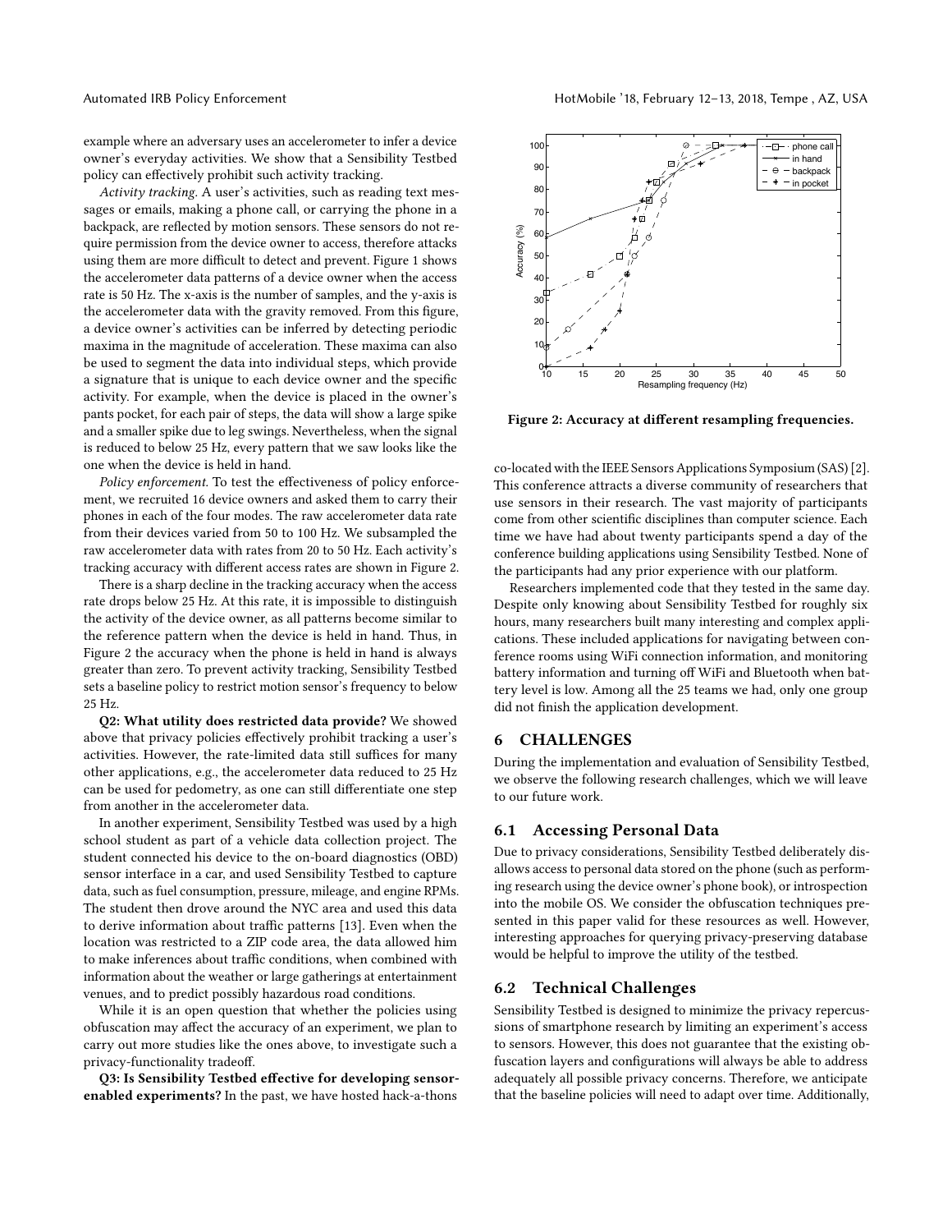example where an adversary uses an accelerometer to infer a device owner's everyday activities. We show that a Sensibility Testbed policy can effectively prohibit such activity tracking.

*Activity tracking.* A user's activities, such as reading text messages or emails, making a phone call, or carrying the phone in a backpack, are reflected by motion sensors. These sensors do not require permission from the device owner to access, therefore attacks using them are more difficult to detect and prevent. Figure 1 shows the accelerometer data patterns of a device owner when the access rate is 50 Hz. The x-axis is the number of samples, and the y-axis is the accelerometer data with the gravity removed. From this figure, a device owner's activities can be inferred by detecting periodic maxima in the magnitude of acceleration. These maxima can also be used to segment the data into individual steps, which provide a signature that is unique to each device owner and the specific activity. For example, when the device is placed in the owner's pants pocket, for each pair of steps, the data will show a large spike and a smaller spike due to leg swings. Nevertheless, when the signal is reduced to below 25 Hz, every pattern that we saw looks like the one when the device is held in hand.

*Policy enforcement.* To test the effectiveness of policy enforcement, we recruited 16 device owners and asked them to carry their phones in each of the four modes. The raw accelerometer data rate from their devices varied from 50 to 100 Hz. We subsampled the raw accelerometer data with rates from 20 to 50 Hz. Each activity's tracking accuracy with different access rates are shown in Figure 2.

There is a sharp decline in the tracking accuracy when the access rate drops below 25 Hz. At this rate, it is impossible to distinguish the activity of the device owner, as all patterns become similar to the reference pattern when the device is held in hand. Thus, in Figure 2 the accuracy when the phone is held in hand is always greater than zero. To prevent activity tracking, Sensibility Testbed sets a baseline policy to restrict motion sensor's frequency to below 25 Hz.

**Q2: What utility does restricted data provide?** We showed above that privacy policies effectively prohibit tracking a user's activities. However, the rate-limited data still suffices for many other applications, e.g., the accelerometer data reduced to 25 Hz can be used for pedometry, as one can still differentiate one step from another in the accelerometer data.

In another experiment, Sensibility Testbed was used by a high school student as part of a vehicle data collection project. The student connected his device to the on-board diagnostics (OBD) sensor interface in a car, and used Sensibility Testbed to capture data, such as fuel consumption, pressure, mileage, and engine RPMs. The student then drove around the NYC area and used this data to derive information about traffic patterns [13]. Even when the location was restricted to a ZIP code area, the data allowed him to make inferences about traffic conditions, when combined with information about the weather or large gatherings at entertainment venues, and to predict possibly hazardous road conditions.

While it is an open question that whether the policies using obfuscation may affect the accuracy of an experiment, we plan to carry out more studies like the ones above, to investigate such a privacy-functionality tradeoff.

**Q3: Is Sensibility Testbed effective for developing sensor-enabled experiments?** In the past, we have hosted hack-a-thons co-located with the IEEE Sensors Applications Symposium (SAS) [2]. This conference attracts a diverse community of researchers that use sensors in their research. The vast majority of participants come from other scientific disciplines than computer science. Each time we have had about twenty participants spend a day of the conference building applications using Sensibility Testbed. None of the participants had any prior experience with our platform.

**Figure 2: Accuracy at different resampling frequencies.**

Researchers implemented code that they tested in the same day. Despite only knowing about Sensibility Testbed for roughly six hours, many researchers built many interesting and complex applications. These included applications for navigating between conference rooms using WiFi connection information, and monitoring battery information and turning off WiFi and Bluetooth when battery level is low. Among all the 25 teams we had, only one group did not finish the application development.

## 6 CHALLENGES

During the implementation and evaluation of Sensibility Testbed, we observe the following research challenges, which we will leave to our future work.

### 6.1 Accessing Personal Data

Due to privacy considerations, Sensibility Testbed deliberately disallows access to personal data stored on the phone (such as performing research using the device owner's phone book), or introspection into the mobile OS. We consider the obfuscation techniques presented in this paper valid for these resources as well. However, interesting approaches for querying privacy-preserving database would be helpful to improve the utility of the testbed.

### 6.2 Technical Challenges

Sensibility Testbed is designed to minimize the privacy repercussions of smartphone research by limiting an experiment's access to sensors. However, this does not guarantee that the existing obfuscation layers and configurations will always be able to address adequately all possible privacy concerns. Therefore, we anticipate that the baseline policies will need to adapt over time. Additionally,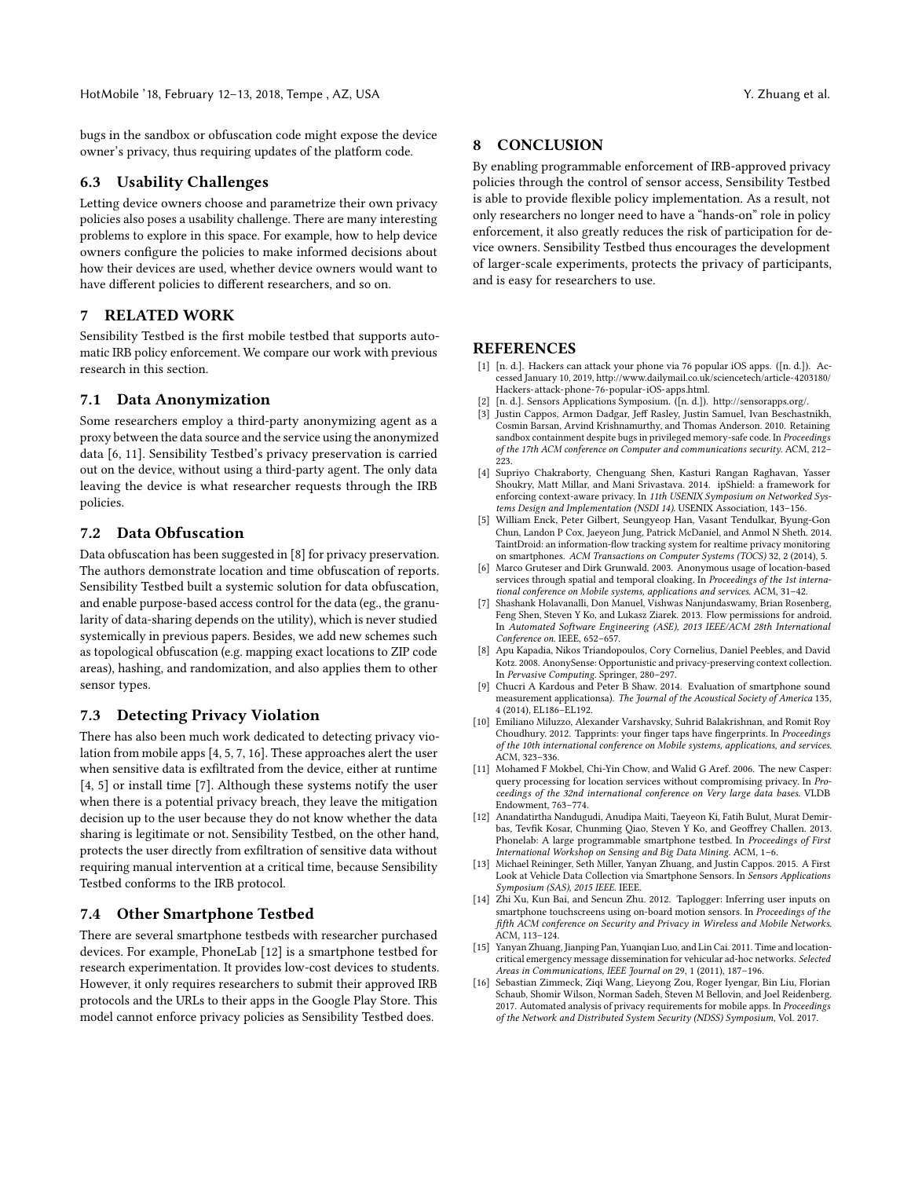bugs in the sandbox or obfuscation code might expose the device owner's privacy, thus requiring updates of the platform code.

### 6.3 Usability Challenges

Letting device owners choose and parametrize their own privacy policies also poses a usability challenge. There are many interesting problems to explore in this space. For example, how to help device owners configure the policies to make informed decisions about how their devices are used, whether device owners would want to have different policies to different researchers, and so on.

## 7 RELATED WORK

Sensibility Testbed is the first mobile testbed that supports automatic IRB policy enforcement. We compare our work with previous research in this section.

### 7.1 Data Anonymization

Some researchers employ a third-party anonymizing agent as a proxy between the data source and the service using the anonymized data [6, 11]. Sensibility Testbed's privacy preservation is carried out on the device, without using a third-party agent. The only data leaving the device is what researcher requests through the IRB policies.

### 7.2 Data Obfuscation

Data obfuscation has been suggested in [8] for privacy preservation. The authors demonstrate location and time obfuscation of reports. Sensibility Testbed built a systemic solution for data obfuscation, and enable purpose-based access control for the data (eg., the granularity of data-sharing depends on the utility), which is never studied systemically in previous papers. Besides, we add new schemes such as topological obfuscation (e.g. mapping exact locations to ZIP code areas), hashing, and randomization, and also applies them to other sensor types.

### 7.3 Detecting Privacy Violation

There has also been much work dedicated to detecting privacy violation from mobile apps [4, 5, 7, 16]. These approaches alert the user when sensitive data is exfiltrated from the device, either at runtime [4, 5] or install time [7]. Although these systems notify the user when there is a potential privacy breach, they leave the mitigation decision up to the user because they do not know whether the data sharing is legitimate or not. Sensibility Testbed, on the other hand, protects the user directly from exfiltration of sensitive data without requiring manual intervention at a critical time, because Sensibility Testbed conforms to the IRB protocol.

### 7.4 Other Smartphone Testbed

There are several smartphone testbeds with researcher purchased devices. For example, PhoneLab [12] is a smartphone testbed for research experimentation. It provides low-cost devices to students. However, it only requires researchers to submit their approved IRB protocols and the URLs to their apps in the Google Play Store. This model cannot enforce privacy policies as Sensibility Testbed does.

## 8 CONCLUSION

By enabling programmable enforcement of IRB-approved privacy policies through the control of sensor access, Sensibility Testbed is able to provide flexible policy implementation. As a result, not only researchers no longer need to have a "hands-on" role in policy enforcement, it also greatly reduces the risk of participation for device owners. Sensibility Testbed thus encourages the development of larger-scale experiments, protects the privacy of participants, and is easy for researchers to use.

## REFERENCES

- [1] [n. d.]. Hackers can attack your phone via 76 popular iOS apps. ([n. d.]). Accessed January 10, 2019, http://www.dailymail.co.uk/sciencetech/article-4203180/Hackers-attack-phone-76-popular-iOS-apps.html.
- [2] [n. d.]. Sensors Applications Symposium. ([n. d.]). http://sensorapps.org/.
- [3] Justin Cappos, Armon Dadgar, Jeff Rasley, Justin Samuel, Ivan Beschastnikh, Cosmin Barsan, Arvind Krishnamurthy, and Thomas Anderson. 2010. Retaining sandbox containment despite bugs in privileged memory-safe code. In *Proceedings of the 17th ACM conference on Computer and communications security*. ACM, 212–223.
- [4] Supriyo Chakraborty, Chenguang Shen, Kasturi Rangan Raghavan, Yasser Shoukry, Matt Millar, and Mani Srivastava. 2014. ipShield: a framework for enforcing context-aware privacy. In *11th USENIX Symposium on Networked Systems Design and Implementation (NSDI 14)*. USENIX Association, 143–156.
- [5] William Enck, Peter Gilbert, Seungyeop Han, Vasant Tendulkar, Byung-Gon Chun, Landon P Cox, Jaeyeon Jung, Patrick McDaniel, and Anmol N Sheth. 2014. TaintDroid: an information-flow tracking system for realtime privacy monitoring on smartphones. *ACM Transactions on Computer Systems (TOCS)* 32, 2 (2014), 5.
- [6] Marco Gruteser and Dirk Grunwald. 2003. Anonymous usage of location-based services through spatial and temporal cloaking. In *Proceedings of the 1st international conference on Mobile systems, applications and services*. ACM, 31–42.
- [7] Shashank Holavanalli, Don Manuel, Vishwas Nanjundaswamy, Brian Rosenberg, Feng Shen, Steven Y Ko, and Lukasz Ziarek. 2013. Flow permissions for android. In *Automated Software Engineering (ASE), 2013 IEEE/ACM 28th International Conference on*. IEEE, 652–657.
- [8] Apu Kapadia, Nikos Triandopoulos, Cory Cornelius, Daniel Peebles, and David Kotz. 2008. AnonySense: Opportunistic and privacy-preserving context collection. In *Pervasive Computing*. Springer, 280–297.
- [9] Chucri A Kardous and Peter B Shaw. 2014. Evaluation of smartphone sound measurement applicationsa). *The Journal of the Acoustical Society of America* 135, 4 (2014), EL186–EL192.
- [10] Emiliano Miluzzo, Alexander Varshavsky, Suhrid Balakrishnan, and Romit Roy Choudhury. 2012. Tapprints: your finger taps have fingerprints. In *Proceedings of the 10th international conference on Mobile systems, applications, and services*. ACM, 323–336.
- [11] Mohamed F Mokbel, Chi-Yin Chow, and Walid G Aref. 2006. The new Casper: query processing for location services without compromising privacy. In *Proceedings of the 32nd international conference on Very large data bases*. VLDB Endowment, 763–774.
- [12] Anandatirtha Nandugudi, Anudipa Maiti, Taeyeon Ki, Fatih Bulut, Murat Demirbas, Tevfik Kosar, Chunming Qiao, Steven Y Ko, and Geoffrey Challen. 2013. Phonelab: A large programmable smartphone testbed. In *Proceedings of First International Workshop on Sensing and Big Data Mining*. ACM, 1–6.
- [13] Michael Reininger, Seth Miller, Yanyan Zhuang, and Justin Cappos. 2015. A First Look at Vehicle Data Collection via Smartphone Sensors. In *Sensors Applications Symposium (SAS), 2015 IEEE*. IEEE.
- [14] Zhi Xu, Kun Bai, and Sencun Zhu. 2012. Taplogger: Inferring user inputs on smartphone touchscreens using on-board motion sensors. In *Proceedings of the fifth ACM conference on Security and Privacy in Wireless and Mobile Networks*. ACM, 113–124.
- [15] Yanyan Zhuang, Jianping Pan, Yuanqian Luo, and Lin Cai. 2011. Time and location-critical emergency message dissemination for vehicular ad-hoc networks. *Selected Areas in Communications, IEEE Journal on* 29, 1 (2011), 187–196.
- [16] Sebastian Zimmeck, Ziqi Wang, Lieyong Zou, Roger Iyengar, Bin Liu, Florian Schaub, Shomir Wilson, Norman Sadeh, Steven M Bellovin, and Joel Reidenberg. 2017. Automated analysis of privacy requirements for mobile apps. In *Proceedings of the Network and Distributed System Security (NDSS) Symposium*, Vol. 2017.